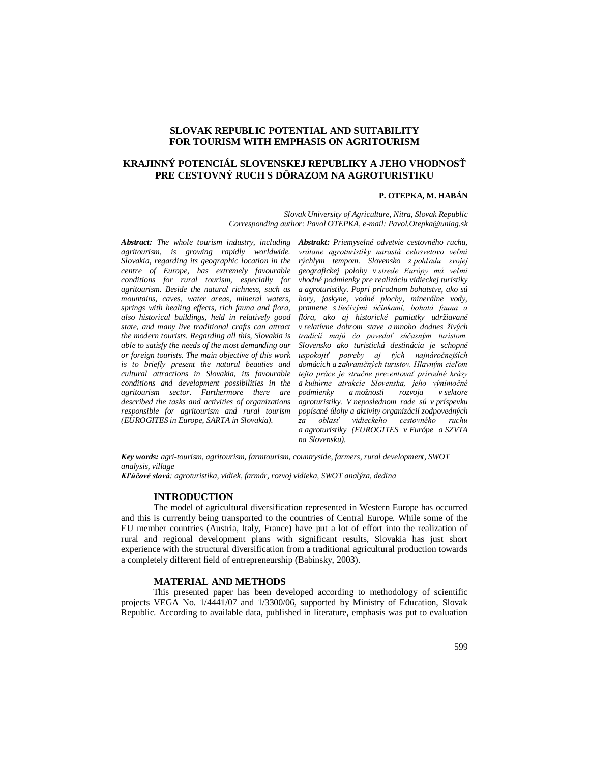# SLOVAK REPUBLIC POTENTIAL AND SUITABILITY FOR TOURISM WITH EMPHASIS ON AGRITOURISM

# KRAJINNÝ POTENCIÁL SLOVENSKEJ REPUBLIKY A JEHO VHODNOSŤ PRE CESTOVNÝ RUCH S DÔRAZOM NA AGROTURISTIKU

**P. OTEPKA, M. HABÁN**

*Slovak University of Agriculture, Nitra, Slovak Republic*
*Corresponding author: Pavol OTEPKA, e-mail: Pavol.Otepka@uniag.sk*

***Abstract:*** *The whole tourism industry, including agritourism, is growing rapidly worldwide. Slovakia, regarding its geographic location in the centre of Europe, has extremely favourable conditions for rural tourism, especially for agritourism. Beside the natural richness, such as mountains, caves, water areas, mineral waters, springs with healing effects, rich fauna and flora, also historical buildings, held in relatively good state, and many live traditional crafts can attract the modern tourists. Regarding all this, Slovakia is able to satisfy the needs of the most demanding our or foreign tourists. The main objective of this work is to briefly present the natural beauties and cultural attractions in Slovakia, its favourable conditions and development possibilities in the agritourism sector. Furthermore there are described the tasks and activities of organizations responsible for agritourism and rural tourism (EUROGITES in Europe, SARTA in Slovakia).*

***Abstrakt:*** *Priemyselné odvetvie cestovného ruchu, vrátane agroturistiky narastá celosvetovo veľmi rýchlym tempom. Slovensko z pohľadu svojej geografickej polohy v strede Európy má veľmi vhodné podmienky pre realizáciu vidieckej turistiky a agroturistiky. Popri prírodnom bohatstve, ako sú hory, jaskyne, vodné plochy, minerálne vody, pramene s liečivými účinkami, bohatá fauna a flóra, ako aj historické pamiatky udržiavané v relatívne dobrom stave a mnoho dodnes živých tradícií majú čo povedať súčasným turistom. Slovensko ako turistická destinácia je schopné uspokojiť potreby aj tých najnáročnejších domácich a zahraničných turistov. Hlavným cieľom tejto práce je stručne prezentovať prírodné krásy a kultúrne atrakcie Slovenska, jeho výnimočné podmienky a možnosti rozvoja v sektore agroturistiky. V neposlednom rade sú v príspevku popísané úlohy a aktivity organizácií zodpovedných za oblasť vidieckeho cestovného ruchu a agroturistiky (EUROGITES v Európe a SZVTA na Slovensku).*

***Key words:*** *agri-tourism, agritourism, farmtourism, countryside, farmers, rural development, SWOT analysis, village*

***Kľúčové slová****: agroturistika, vidiek, farmár, rozvoj vidieka, SWOT analýza, dedina*

## INTRODUCTION

The model of agricultural diversification represented in Western Europe has occurred and this is currently being transported to the countries of Central Europe. While some of the EU member countries (Austria, Italy, France) have put a lot of effort into the realization of rural and regional development plans with significant results, Slovakia has just short experience with the structural diversification from a traditional agricultural production towards a completely different field of entrepreneurship (Babinsky, 2003).

## MATERIAL AND METHODS

This presented paper has been developed according to methodology of scientific projects VEGA No. 1/4441/07 and 1/3300/06, supported by Ministry of Education, Slovak Republic. According to available data, published in literature, emphasis was put to evaluation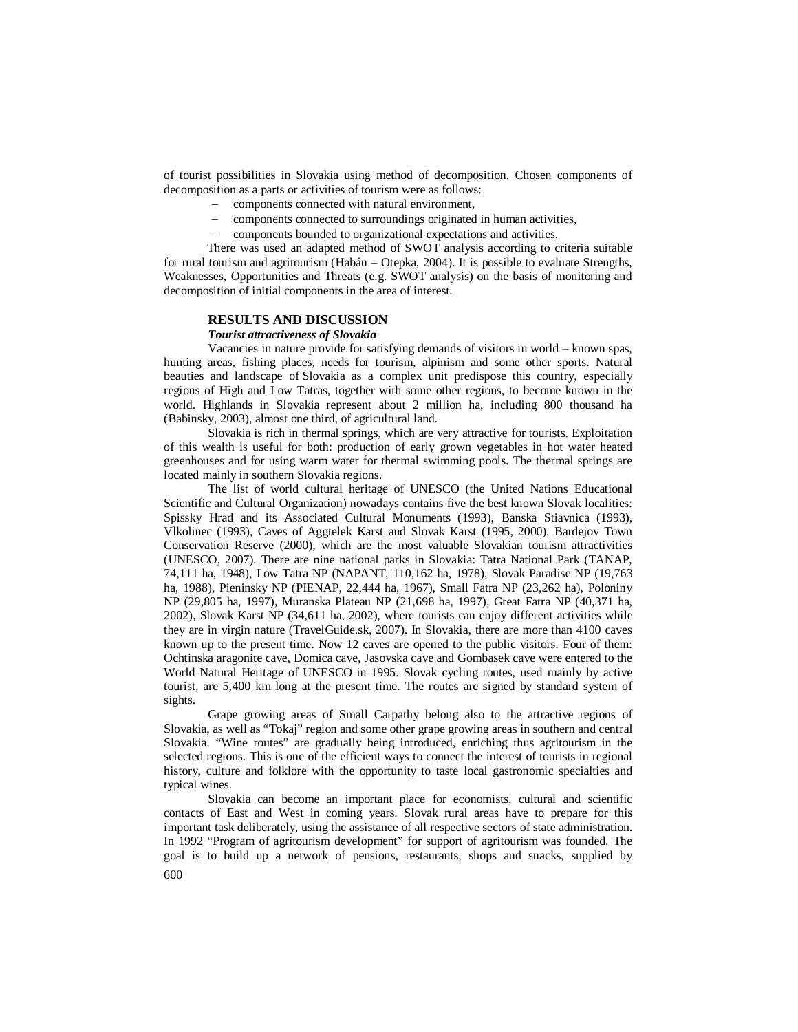of tourist possibilities in Slovakia using method of decomposition. Chosen components of decomposition as a parts or activities of tourism were as follows:

- components connected with natural environment,
- components connected to surroundings originated in human activities,
- components bounded to organizational expectations and activities.

There was used an adapted method of SWOT analysis according to criteria suitable for rural tourism and agritourism (Habán – Otepka, 2004). It is possible to evaluate Strengths, Weaknesses, Opportunities and Threats (e.g. SWOT analysis) on the basis of monitoring and decomposition of initial components in the area of interest.

## RESULTS AND DISCUSSION

### *Tourist attractiveness of Slovakia*

Vacancies in nature provide for satisfying demands of visitors in world – known spas, hunting areas, fishing places, needs for tourism, alpinism and some other sports. Natural beauties and landscape of Slovakia as a complex unit predispose this country, especially regions of High and Low Tatras, together with some other regions, to become known in the world. Highlands in Slovakia represent about 2 million ha, including 800 thousand ha (Babinsky, 2003), almost one third, of agricultural land.

Slovakia is rich in thermal springs, which are very attractive for tourists. Exploitation of this wealth is useful for both: production of early grown vegetables in hot water heated greenhouses and for using warm water for thermal swimming pools. The thermal springs are located mainly in southern Slovakia regions.

The list of world cultural heritage of UNESCO (the United Nations Educational Scientific and Cultural Organization) nowadays contains five the best known Slovak localities: Spissky Hrad and its Associated Cultural Monuments (1993), Banska Stiavnica (1993), Vlkolinec (1993), Caves of Aggtelek Karst and Slovak Karst (1995, 2000), Bardejov Town Conservation Reserve (2000), which are the most valuable Slovakian tourism attractivities (UNESCO, 2007). There are nine national parks in Slovakia: Tatra National Park (TANAP, 74,111 ha, 1948), Low Tatra NP (NAPANT, 110,162 ha, 1978), Slovak Paradise NP (19,763 ha, 1988), Pieninsky NP (PIENAP, 22,444 ha, 1967), Small Fatra NP (23,262 ha), Poloniny NP (29,805 ha, 1997), Muranska Plateau NP (21,698 ha, 1997), Great Fatra NP (40,371 ha, 2002), Slovak Karst NP (34,611 ha, 2002), where tourists can enjoy different activities while they are in virgin nature (TravelGuide.sk, 2007). In Slovakia, there are more than 4100 caves known up to the present time. Now 12 caves are opened to the public visitors. Four of them: Ochtinska aragonite cave, Domica cave, Jasovska cave and Gombasek cave were entered to the World Natural Heritage of UNESCO in 1995. Slovak cycling routes, used mainly by active tourist, are 5,400 km long at the present time. The routes are signed by standard system of sights.

Grape growing areas of Small Carpathy belong also to the attractive regions of Slovakia, as well as "Tokaj" region and some other grape growing areas in southern and central Slovakia. "Wine routes" are gradually being introduced, enriching thus agritourism in the selected regions. This is one of the efficient ways to connect the interest of tourists in regional history, culture and folklore with the opportunity to taste local gastronomic specialties and typical wines.

Slovakia can become an important place for economists, cultural and scientific contacts of East and West in coming years. Slovak rural areas have to prepare for this important task deliberately, using the assistance of all respective sectors of state administration. In 1992 "Program of agritourism development" for support of agritourism was founded. The goal is to build up a network of pensions, restaurants, shops and snacks, supplied by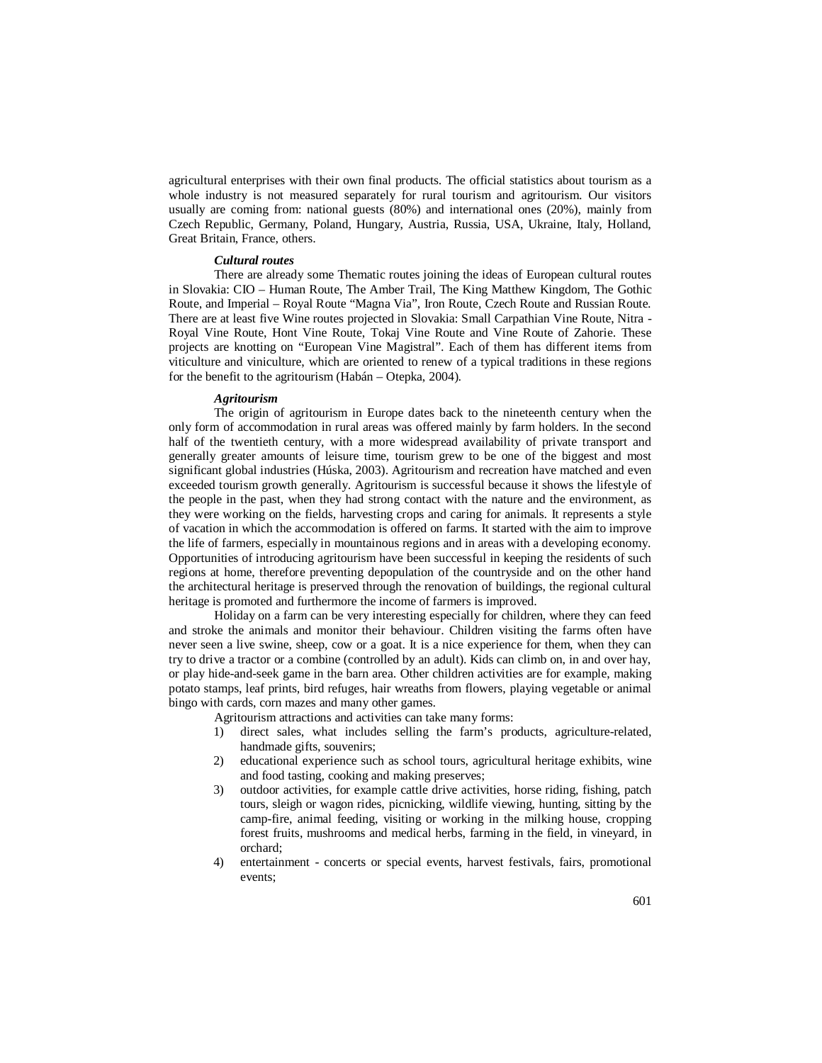agricultural enterprises with their own final products. The official statistics about tourism as a whole industry is not measured separately for rural tourism and agritourism. Our visitors usually are coming from: national guests (80%) and international ones (20%), mainly from Czech Republic, Germany, Poland, Hungary, Austria, Russia, USA, Ukraine, Italy, Holland, Great Britain, France, others.

***Cultural routes***

There are already some Thematic routes joining the ideas of European cultural routes in Slovakia: CIO – Human Route, The Amber Trail, The King Matthew Kingdom, The Gothic Route, and Imperial – Royal Route "Magna Via", Iron Route, Czech Route and Russian Route. There are at least five Wine routes projected in Slovakia: Small Carpathian Vine Route, Nitra - Royal Vine Route, Hont Vine Route, Tokaj Vine Route and Vine Route of Zahorie. These projects are knotting on "European Vine Magistral". Each of them has different items from viticulture and viniculture, which are oriented to renew of a typical traditions in these regions for the benefit to the agritourism (Habán – Otepka, 2004).

***Agritourism***

The origin of agritourism in Europe dates back to the nineteenth century when the only form of accommodation in rural areas was offered mainly by farm holders. In the second half of the twentieth century, with a more widespread availability of private transport and generally greater amounts of leisure time, tourism grew to be one of the biggest and most significant global industries (Húska, 2003). Agritourism and recreation have matched and even exceeded tourism growth generally. Agritourism is successful because it shows the lifestyle of the people in the past, when they had strong contact with the nature and the environment, as they were working on the fields, harvesting crops and caring for animals. It represents a style of vacation in which the accommodation is offered on farms. It started with the aim to improve the life of farmers, especially in mountainous regions and in areas with a developing economy. Opportunities of introducing agritourism have been successful in keeping the residents of such regions at home, therefore preventing depopulation of the countryside and on the other hand the architectural heritage is preserved through the renovation of buildings, the regional cultural heritage is promoted and furthermore the income of farmers is improved.

Holiday on a farm can be very interesting especially for children, where they can feed and stroke the animals and monitor their behaviour. Children visiting the farms often have never seen a live swine, sheep, cow or a goat. It is a nice experience for them, when they can try to drive a tractor or a combine (controlled by an adult). Kids can climb on, in and over hay, or play hide-and-seek game in the barn area. Other children activities are for example, making potato stamps, leaf prints, bird refuges, hair wreaths from flowers, playing vegetable or animal bingo with cards, corn mazes and many other games.

Agritourism attractions and activities can take many forms:

1) direct sales, what includes selling the farm's products, agriculture-related, handmade gifts, souvenirs;
2) educational experience such as school tours, agricultural heritage exhibits, wine and food tasting, cooking and making preserves;
3) outdoor activities, for example cattle drive activities, horse riding, fishing, patch tours, sleigh or wagon rides, picnicking, wildlife viewing, hunting, sitting by the camp-fire, animal feeding, visiting or working in the milking house, cropping forest fruits, mushrooms and medical herbs, farming in the field, in vineyard, in orchard;
4) entertainment - concerts or special events, harvest festivals, fairs, promotional events;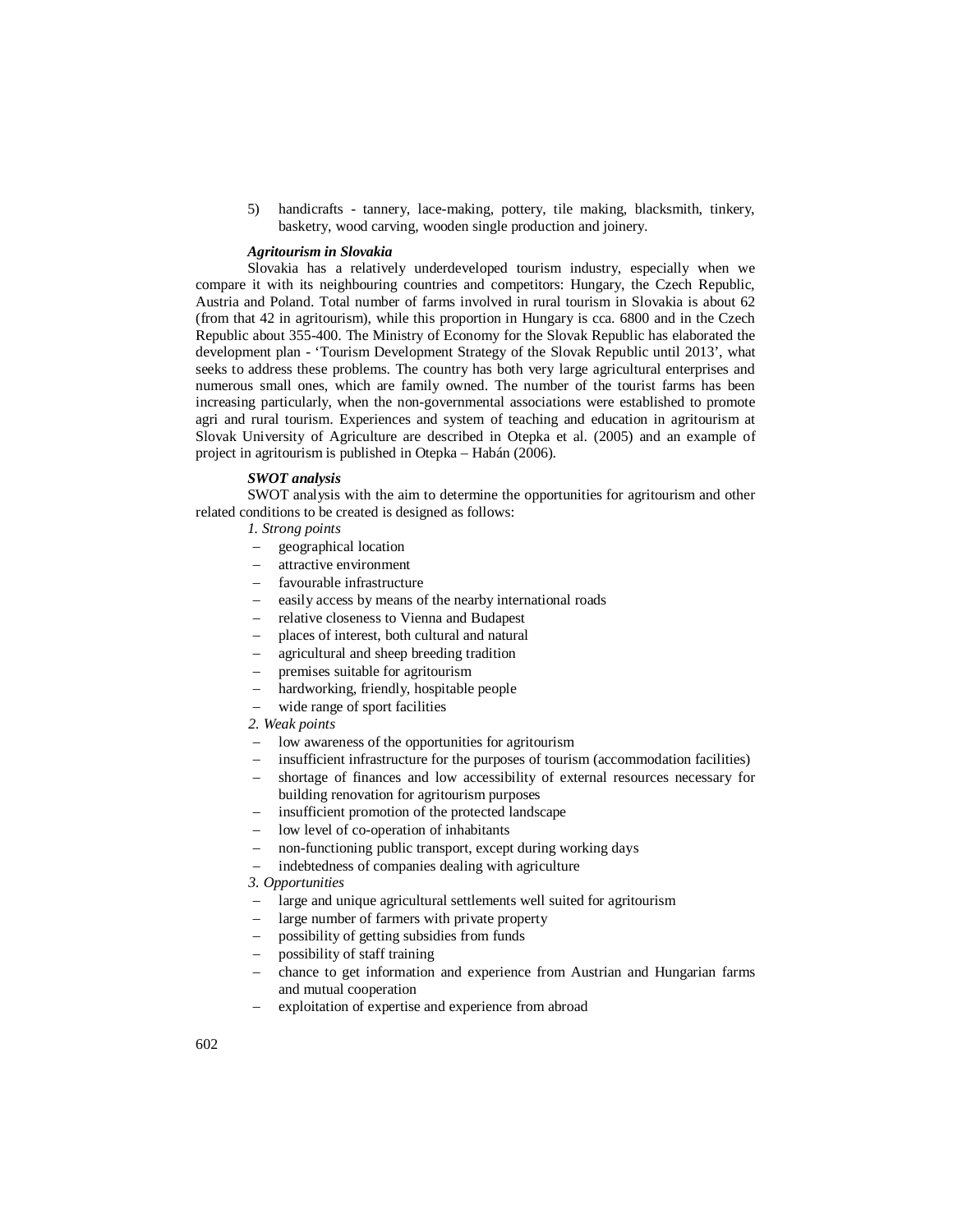5) handicrafts - tannery, lace-making, pottery, tile making, blacksmith, tinkery, basketry, wood carving, wooden single production and joinery.

***Agritourism in Slovakia***

Slovakia has a relatively underdeveloped tourism industry, especially when we compare it with its neighbouring countries and competitors: Hungary, the Czech Republic, Austria and Poland. Total number of farms involved in rural tourism in Slovakia is about 62 (from that 42 in agritourism), while this proportion in Hungary is cca. 6800 and in the Czech Republic about 355-400. The Ministry of Economy for the Slovak Republic has elaborated the development plan - 'Tourism Development Strategy of the Slovak Republic until 2013', what seeks to address these problems. The country has both very large agricultural enterprises and numerous small ones, which are family owned. The number of the tourist farms has been increasing particularly, when the non-governmental associations were established to promote agri and rural tourism. Experiences and system of teaching and education in agritourism at Slovak University of Agriculture are described in Otepka et al. (2005) and an example of project in agritourism is published in Otepka – Habán (2006).

***SWOT analysis***

SWOT analysis with the aim to determine the opportunities for agritourism and other related conditions to be created is designed as follows:

*1. Strong points*

- geographical location
- attractive environment
- favourable infrastructure
- easily access by means of the nearby international roads
- relative closeness to Vienna and Budapest
- places of interest, both cultural and natural
- agricultural and sheep breeding tradition
- premises suitable for agritourism
- hardworking, friendly, hospitable people
- wide range of sport facilities

*2. Weak points*

- low awareness of the opportunities for agritourism
- insufficient infrastructure for the purposes of tourism (accommodation facilities)
- shortage of finances and low accessibility of external resources necessary for building renovation for agritourism purposes
- insufficient promotion of the protected landscape
- low level of co-operation of inhabitants
- non-functioning public transport, except during working days
- indebtedness of companies dealing with agriculture

*3. Opportunities*

- large and unique agricultural settlements well suited for agritourism
- large number of farmers with private property
- possibility of getting subsidies from funds
- possibility of staff training
- chance to get information and experience from Austrian and Hungarian farms and mutual cooperation
- exploitation of expertise and experience from abroad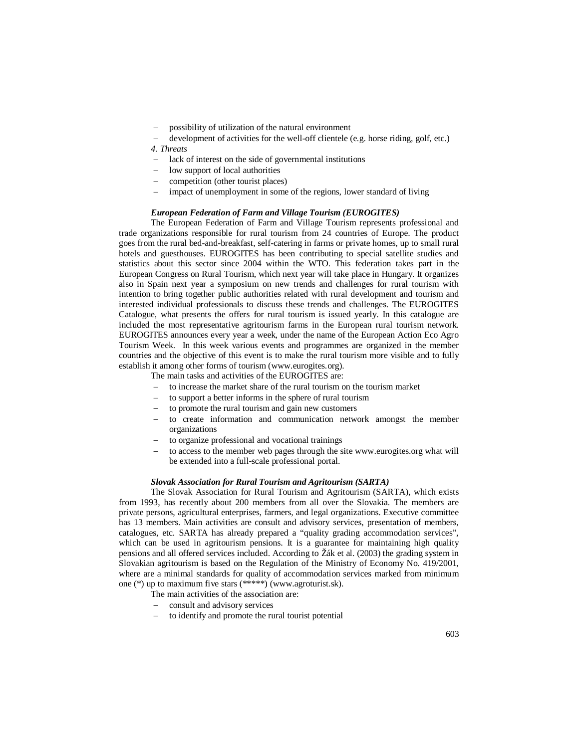- possibility of utilization of the natural environment
- development of activities for the well-off clientele (e.g. horse riding, golf, etc.)

*4. Threats*

- lack of interest on the side of governmental institutions
- low support of local authorities
- competition (other tourist places)
- impact of unemployment in some of the regions, lower standard of living

***European Federation of Farm and Village Tourism (EUROGITES)***

The European Federation of Farm and Village Tourism represents professional and trade organizations responsible for rural tourism from 24 countries of Europe. The product goes from the rural bed-and-breakfast, self-catering in farms or private homes, up to small rural hotels and guesthouses. EUROGITES has been contributing to special satellite studies and statistics about this sector since 2004 within the WTO. This federation takes part in the European Congress on Rural Tourism, which next year will take place in Hungary. It organizes also in Spain next year a symposium on new trends and challenges for rural tourism with intention to bring together public authorities related with rural development and tourism and interested individual professionals to discuss these trends and challenges. The EUROGITES Catalogue, what presents the offers for rural tourism is issued yearly. In this catalogue are included the most representative agritourism farms in the European rural tourism network. EUROGITES announces every year a week, under the name of the European Action Eco Agro Tourism Week. In this week various events and programmes are organized in the member countries and the objective of this event is to make the rural tourism more visible and to fully establish it among other forms of tourism (www.eurogites.org).

The main tasks and activities of the EUROGITES are:

- to increase the market share of the rural tourism on the tourism market
- to support a better informs in the sphere of rural tourism
- to promote the rural tourism and gain new customers
- to create information and communication network amongst the member organizations
- to organize professional and vocational trainings
- to access to the member web pages through the site www.eurogites.org what will be extended into a full-scale professional portal.

***Slovak Association for Rural Tourism and Agritourism (SARTA)***

The Slovak Association for Rural Tourism and Agritourism (SARTA), which exists from 1993, has recently about 200 members from all over the Slovakia. The members are private persons, agricultural enterprises, farmers, and legal organizations. Executive committee has 13 members. Main activities are consult and advisory services, presentation of members, catalogues, etc. SARTA has already prepared a "quality grading accommodation services", which can be used in agritourism pensions. It is a guarantee for maintaining high quality pensions and all offered services included. According to Žák et al. (2003) the grading system in Slovakian agritourism is based on the Regulation of the Ministry of Economy No. 419/2001, where are a minimal standards for quality of accommodation services marked from minimum one (*) up to maximum five stars (*****) (www.agroturist.sk).

The main activities of the association are:

- consult and advisory services
- to identify and promote the rural tourist potential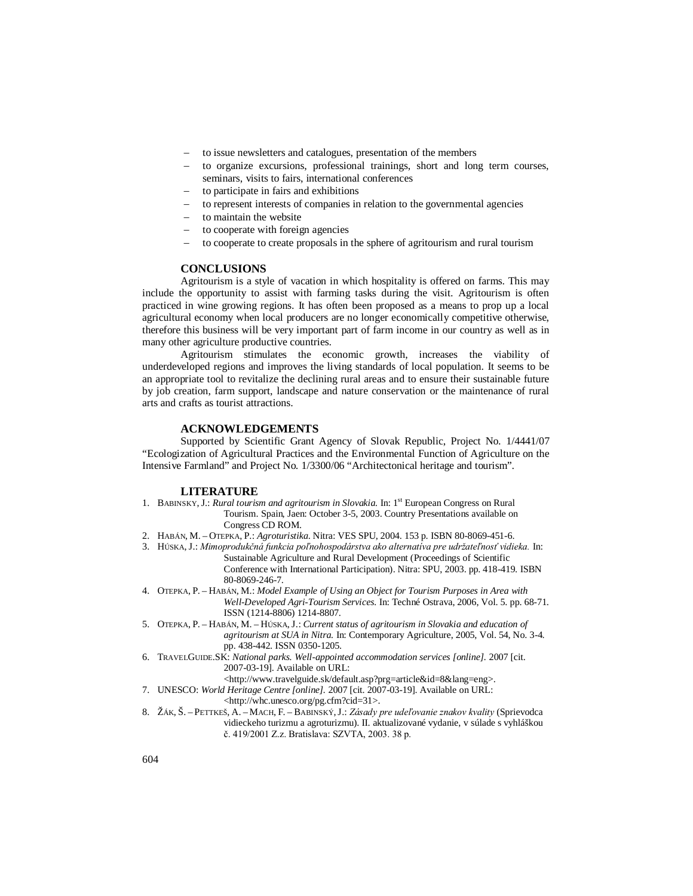- to issue newsletters and catalogues, presentation of the members
- to organize excursions, professional trainings, short and long term courses, seminars, visits to fairs, international conferences
- to participate in fairs and exhibitions
- to represent interests of companies in relation to the governmental agencies
- to maintain the website
- to cooperate with foreign agencies
- to cooperate to create proposals in the sphere of agritourism and rural tourism

## CONCLUSIONS

Agritourism is a style of vacation in which hospitality is offered on farms. This may include the opportunity to assist with farming tasks during the visit. Agritourism is often practiced in wine growing regions. It has often been proposed as a means to prop up a local agricultural economy when local producers are no longer economically competitive otherwise, therefore this business will be very important part of farm income in our country as well as in many other agriculture productive countries.

Agritourism stimulates the economic growth, increases the viability of underdeveloped regions and improves the living standards of local population. It seems to be an appropriate tool to revitalize the declining rural areas and to ensure their sustainable future by job creation, farm support, landscape and nature conservation or the maintenance of rural arts and crafts as tourist attractions.

## ACKNOWLEDGEMENTS

Supported by Scientific Grant Agency of Slovak Republic, Project No. 1/4441/07 "Ecologization of Agricultural Practices and the Environmental Function of Agriculture on the Intensive Farmland" and Project No. 1/3300/06 "Architectonical heritage and tourism".

## LITERATURE

1. BABINSKY, J.: *Rural tourism and agritourism in Slovakia.* In: 1st European Congress on Rural Tourism. Spain, Jaen: October 3-5, 2003. Country Presentations available on Congress CD ROM.
2. HABÁN, M. – OTEPKA, P.: *Agroturistika.* Nitra: VES SPU, 2004. 153 p. ISBN 80-8069-451-6.
3. HÚSKA, J.: *Mimoprodukčná funkcia poľnohospodárstva ako alternatíva pre udržateľnosť vidieka.* In: Sustainable Agriculture and Rural Development (Proceedings of Scientific Conference with International Participation). Nitra: SPU, 2003. pp. 418-419. ISBN 80-8069-246-7.
4. OTEPKA, P. – HABÁN, M.: *Model Example of Using an Object for Tourism Purposes in Area with Well-Developed Agri-Tourism Services.* In: Techné Ostrava, 2006, Vol. 5. pp. 68-71. ISSN (1214-8806) 1214-8807.
5. OTEPKA, P. – HABÁN, M. – HÚSKA, J.: *Current status of agritourism in Slovakia and education of agritourism at SUA in Nitra.* In: Contemporary Agriculture, 2005, Vol. 54, No. 3-4. pp. 438-442. ISSN 0350-1205.
6. TRAVELGUIDE.SK: *National parks. Well-appointed accommodation services [online].* 2007 [cit. 2007-03-19]. Available on URL: <http://www.travelguide.sk/default.asp?prg=article&id=8&lang=eng>.
7. UNESCO: *World Heritage Centre [online].* 2007 [cit. 2007-03-19]. Available on URL: <http://whc.unesco.org/pg.cfm?cid=31>.
8. ŽÁK, Š. – PETTKEŠ, A. – MACH, F. – BABINSKÝ, J.: *Zásady pre udeľovanie znakov kvality* (Sprievodca vidieckeho turizmu a agroturizmu). II. aktualizované vydanie, v súlade s vyhláškou č. 419/2001 Z.z. Bratislava: SZVTA, 2003. 38 p.